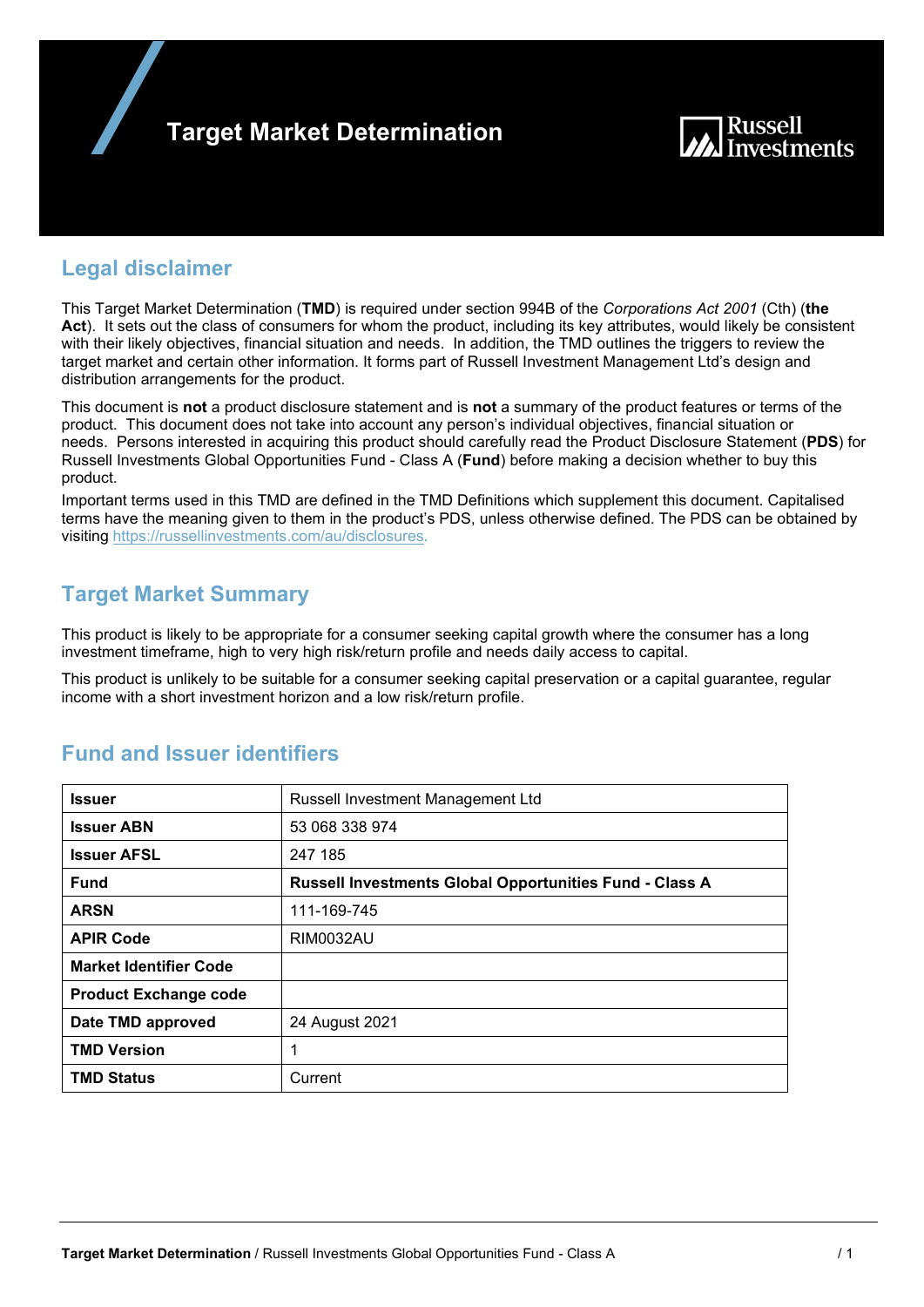# Target Market Determination

## Legal disclaimer

This Target Market Determination (**TMD**) is required under section 994B of the *Corporations Act 2001* (Cth) (**the Act**). It sets out the class of consumers for whom the product, including its key attributes, would likely be consistent with their likely objectives, financial situation and needs. In addition, the TMD outlines the triggers to review the target market and certain other information. It forms part of Russell Investment Management Ltd's design and distribution arrangements for the product.

This document is **not** a product disclosure statement and is **not** a summary of the product features or terms of the product. This document does not take into account any person's individual objectives, financial situation or needs. Persons interested in acquiring this product should carefully read the Product Disclosure Statement (**PDS**) for Russell Investments Global Opportunities Fund - Class A (**Fund**) before making a decision whether to buy this product.

Important terms used in this TMD are defined in the TMD Definitions which supplement this document. Capitalised terms have the meaning given to them in the product's PDS, unless otherwise defined. The PDS can be obtained by visiting https://russellinvestments.com/au/disclosures.

## Target Market Summary

This product is likely to be appropriate for a consumer seeking capital growth where the consumer has a long investment timeframe, high to very high risk/return profile and needs daily access to capital.

This product is unlikely to be suitable for a consumer seeking capital preservation or a capital guarantee, regular income with a short investment horizon and a low risk/return profile.

## Fund and Issuer identifiers

| | |
|---|---|
| **Issuer** | Russell Investment Management Ltd |
| **Issuer ABN** | 53 068 338 974 |
| **Issuer AFSL** | 247 185 |
| **Fund** | **Russell Investments Global Opportunities Fund - Class A** |
| **ARSN** | 111-169-745 |
| **APIR Code** | RIM0032AU |
| **Market Identifier Code** | |
| **Product Exchange code** | |
| **Date TMD approved** | 24 August 2021 |
| **TMD Version** | 1 |
| **TMD Status** | Current |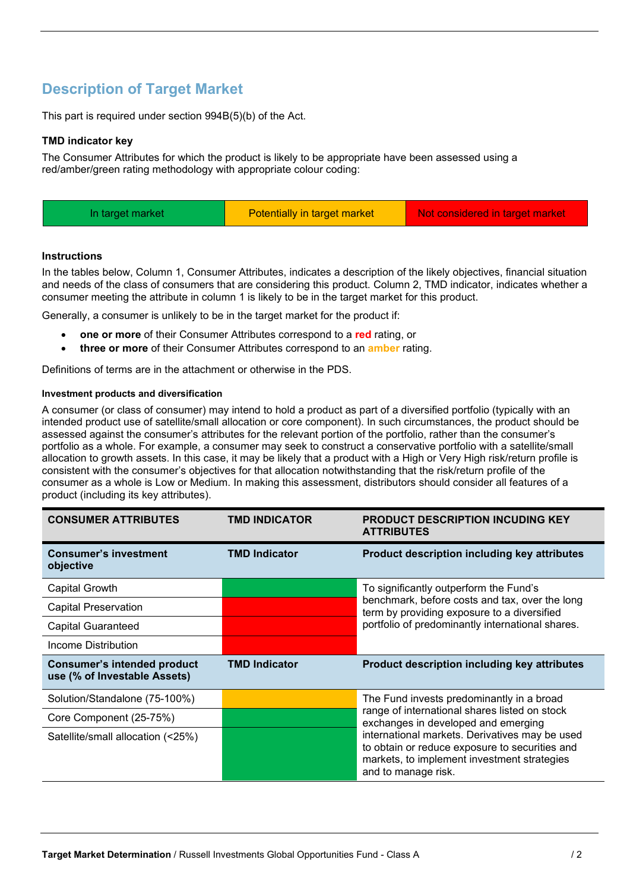## Description of Target Market

This part is required under section 994B(5)(b) of the Act.

**TMD indicator key**

The Consumer Attributes for which the product is likely to be appropriate have been assessed using a red/amber/green rating methodology with appropriate colour coding:

| In target market | Potentially in target market | Not considered in target market |
|---|---|---|

**Instructions**

In the tables below, Column 1, Consumer Attributes, indicates a description of the likely objectives, financial situation and needs of the class of consumers that are considering this product. Column 2, TMD indicator, indicates whether a consumer meeting the attribute in column 1 is likely to be in the target market for this product.

Generally, a consumer is unlikely to be in the target market for the product if:

- **one or more** of their Consumer Attributes correspond to a **red** rating, or
- **three or more** of their Consumer Attributes correspond to an **amber** rating.

Definitions of terms are in the attachment or otherwise in the PDS.

#### Investment products and diversification

A consumer (or class of consumer) may intend to hold a product as part of a diversified portfolio (typically with an intended product use of satellite/small allocation or core component). In such circumstances, the product should be assessed against the consumer's attributes for the relevant portion of the portfolio, rather than the consumer's portfolio as a whole. For example, a consumer may seek to construct a conservative portfolio with a satellite/small allocation to growth assets. In this case, it may be likely that a product with a High or Very High risk/return profile is consistent with the consumer's objectives for that allocation notwithstanding that the risk/return profile of the consumer as a whole is Low or Medium. In making this assessment, distributors should consider all features of a product (including its key attributes).

| CONSUMER ATTRIBUTES | TMD INDICATOR | PRODUCT DESCRIPTION INCUDING KEY ATTRIBUTES |
|---|---|---|
| **Consumer's investment objective** | **TMD Indicator** | **Product description including key attributes** |
| Capital Growth | In target market (green) | To significantly outperform the Fund's benchmark, before costs and tax, over the long term by providing exposure to a diversified portfolio of predominantly international shares. |
| Capital Preservation | Not considered in target market (red) | |
| Capital Guaranteed | Not considered in target market (red) | |
| Income Distribution | Not considered in target market (red) | |
| **Consumer's intended product use (% of Investable Assets)** | **TMD Indicator** | **Product description including key attributes** |
| Solution/Standalone (75-100%) | Potentially in target market (amber) | The Fund invests predominantly in a broad range of international shares listed on stock exchanges in developed and emerging international markets. Derivatives may be used to obtain or reduce exposure to securities and markets, to implement investment strategies and to manage risk. |
| Core Component (25-75%) | In target market (green) | |
| Satellite/small allocation (<25%) | In target market (green) | |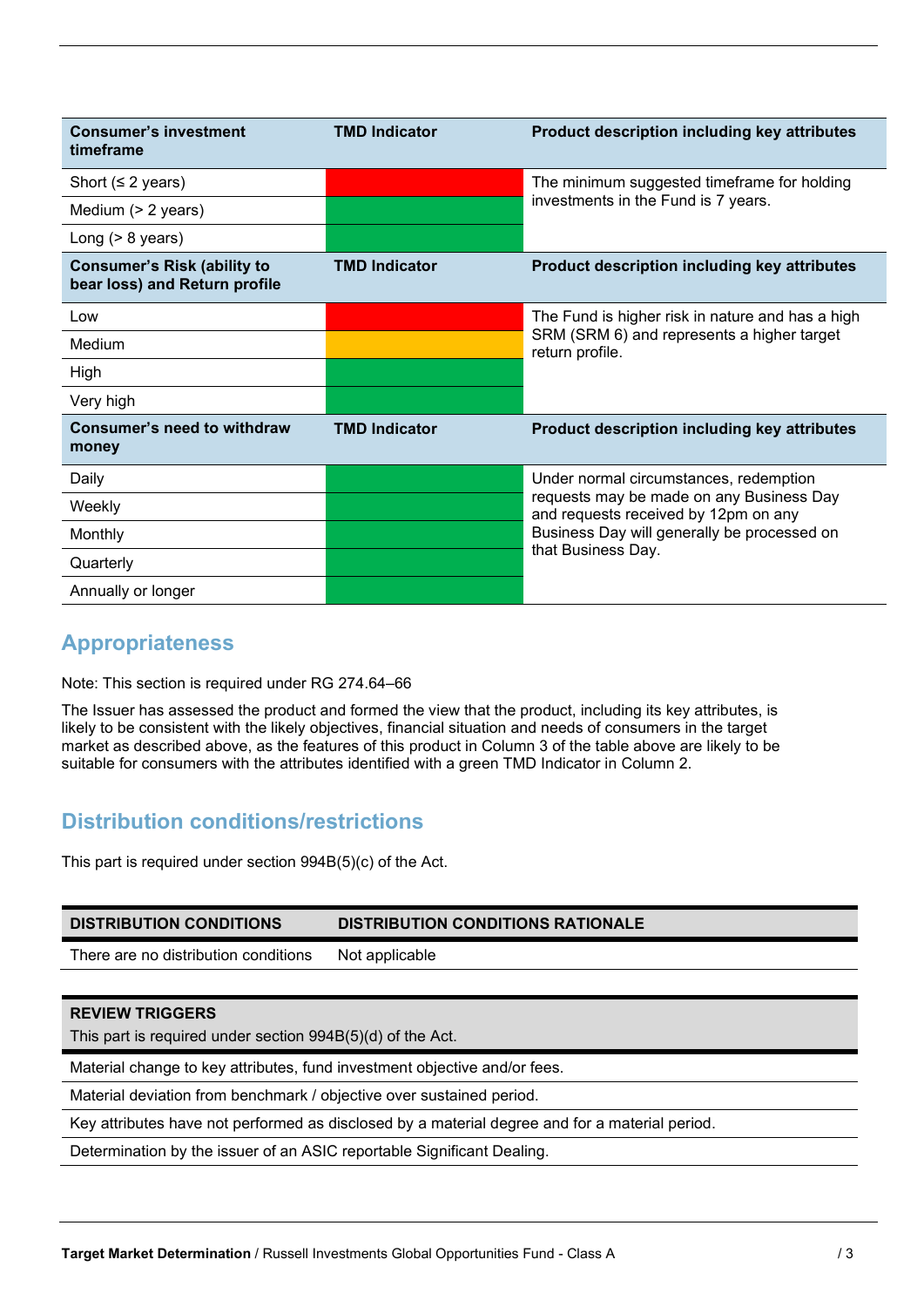| Consumer's investment timeframe | TMD Indicator | Product description including key attributes |
| --- | --- | --- |
| Short (≤ 2 years) | Red | The minimum suggested timeframe for holding investments in the Fund is 7 years. |
| Medium (> 2 years) | Green | |
| Long (> 8 years) | Green | |
| **Consumer's Risk (ability to bear loss) and Return profile** | **TMD Indicator** | **Product description including key attributes** |
| Low | Red | The Fund is higher risk in nature and has a high SRM (SRM 6) and represents a higher target return profile. |
| Medium | Amber | |
| High | Green | |
| Very high | Green | |
| **Consumer's need to withdraw money** | **TMD Indicator** | **Product description including key attributes** |
| Daily | Green | Under normal circumstances, redemption requests may be made on any Business Day and requests received by 12pm on any Business Day will generally be processed on that Business Day. |
| Weekly | Green | |
| Monthly | Green | |
| Quarterly | Green | |
| Annually or longer | Green | |

## Appropriateness

Note: This section is required under RG 274.64–66

The Issuer has assessed the product and formed the view that the product, including its key attributes, is likely to be consistent with the likely objectives, financial situation and needs of consumers in the target market as described above, as the features of this product in Column 3 of the table above are likely to be suitable for consumers with the attributes identified with a green TMD Indicator in Column 2.

## Distribution conditions/restrictions

This part is required under section 994B(5)(c) of the Act.

| DISTRIBUTION CONDITIONS | DISTRIBUTION CONDITIONS RATIONALE |
| --- | --- |
| There are no distribution conditions | Not applicable |

| REVIEW TRIGGERS<br>This part is required under section 994B(5)(d) of the Act. |
| --- |
| Material change to key attributes, fund investment objective and/or fees. |
| Material deviation from benchmark / objective over sustained period. |
| Key attributes have not performed as disclosed by a material degree and for a material period. |
| Determination by the issuer of an ASIC reportable Significant Dealing. |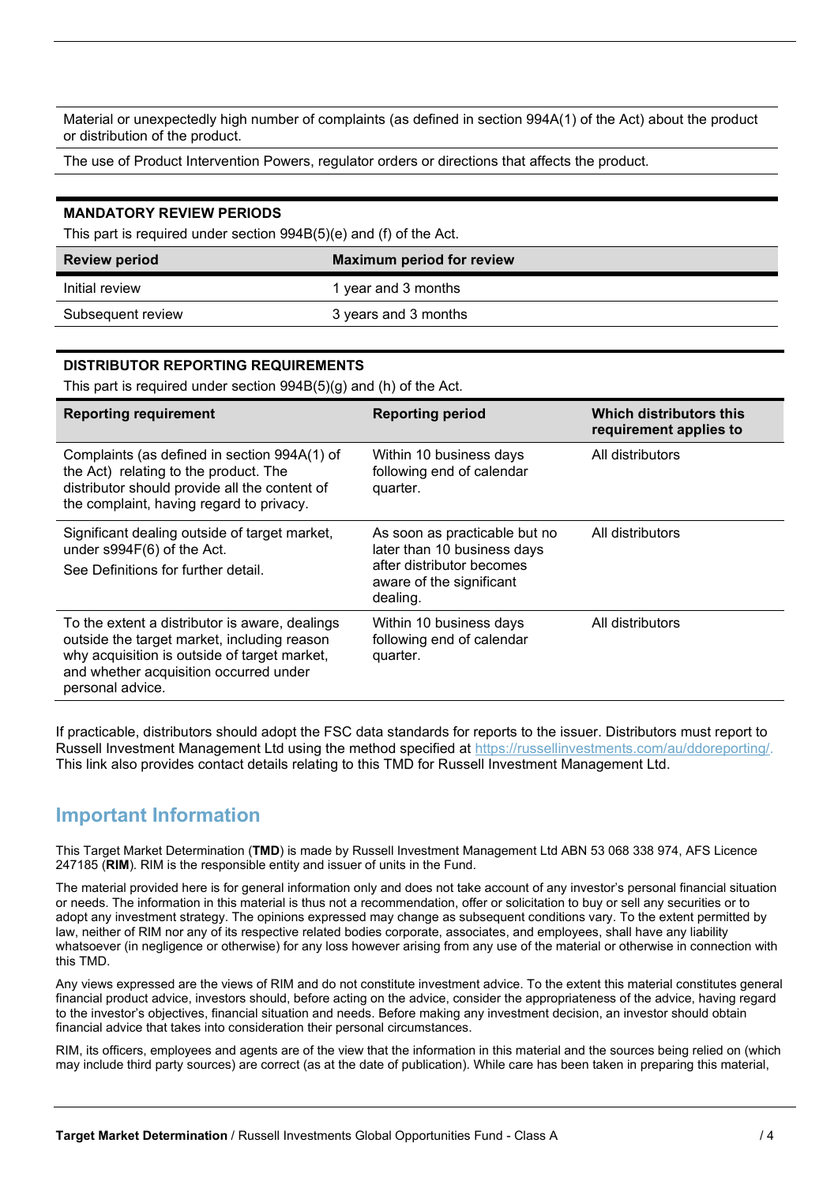| |
|---|
| Material or unexpectedly high number of complaints (as defined in section 994A(1) of the Act) about the product or distribution of the product. |
| The use of Product Intervention Powers, regulator orders or directions that affects the product. |

**MANDATORY REVIEW PERIODS**

This part is required under section 994B(5)(e) and (f) of the Act.

| Review period | Maximum period for review |
|---|---|
| Initial review | 1 year and 3 months |
| Subsequent review | 3 years and 3 months |

**DISTRIBUTOR REPORTING REQUIREMENTS**

This part is required under section 994B(5)(g) and (h) of the Act.

| Reporting requirement | Reporting period | Which distributors this requirement applies to |
|---|---|---|
| Complaints (as defined in section 994A(1) of the Act) relating to the product. The distributor should provide all the content of the complaint, having regard to privacy. | Within 10 business days following end of calendar quarter. | All distributors |
| Significant dealing outside of target market, under s994F(6) of the Act. See Definitions for further detail. | As soon as practicable but no later than 10 business days after distributor becomes aware of the significant dealing. | All distributors |
| To the extent a distributor is aware, dealings outside the target market, including reason why acquisition is outside of target market, and whether acquisition occurred under personal advice. | Within 10 business days following end of calendar quarter. | All distributors |

If practicable, distributors should adopt the FSC data standards for reports to the issuer. Distributors must report to Russell Investment Management Ltd using the method specified at https://russellinvestments.com/au/ddoreporting/. This link also provides contact details relating to this TMD for Russell Investment Management Ltd.

## Important Information

This Target Market Determination (**TMD**) is made by Russell Investment Management Ltd ABN 53 068 338 974, AFS Licence 247185 (**RIM**). RIM is the responsible entity and issuer of units in the Fund.

The material provided here is for general information only and does not take account of any investor's personal financial situation or needs. The information in this material is thus not a recommendation, offer or solicitation to buy or sell any securities or to adopt any investment strategy. The opinions expressed may change as subsequent conditions vary. To the extent permitted by law, neither of RIM nor any of its respective related bodies corporate, associates, and employees, shall have any liability whatsoever (in negligence or otherwise) for any loss however arising from any use of the material or otherwise in connection with this TMD.

Any views expressed are the views of RIM and do not constitute investment advice. To the extent this material constitutes general financial product advice, investors should, before acting on the advice, consider the appropriateness of the advice, having regard to the investor's objectives, financial situation and needs. Before making any investment decision, an investor should obtain financial advice that takes into consideration their personal circumstances.

RIM, its officers, employees and agents are of the view that the information in this material and the sources being relied on (which may include third party sources) are correct (as at the date of publication). While care has been taken in preparing this material,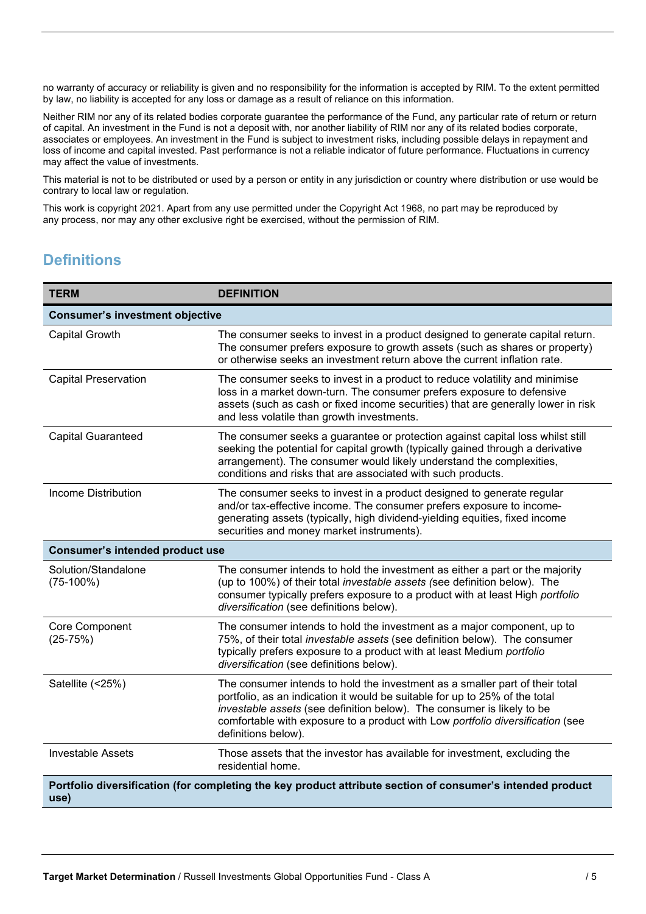no warranty of accuracy or reliability is given and no responsibility for the information is accepted by RIM. To the extent permitted by law, no liability is accepted for any loss or damage as a result of reliance on this information.

Neither RIM nor any of its related bodies corporate guarantee the performance of the Fund, any particular rate of return or return of capital. An investment in the Fund is not a deposit with, nor another liability of RIM nor any of its related bodies corporate, associates or employees. An investment in the Fund is subject to investment risks, including possible delays in repayment and loss of income and capital invested. Past performance is not a reliable indicator of future performance. Fluctuations in currency may affect the value of investments.

This material is not to be distributed or used by a person or entity in any jurisdiction or country where distribution or use would be contrary to local law or regulation.

This work is copyright 2021. Apart from any use permitted under the Copyright Act 1968, no part may be reproduced by any process, nor may any other exclusive right be exercised, without the permission of RIM.

## Definitions

| TERM | DEFINITION |
|---|---|
| **Consumer's investment objective** | |
| Capital Growth | The consumer seeks to invest in a product designed to generate capital return. The consumer prefers exposure to growth assets (such as shares or property) or otherwise seeks an investment return above the current inflation rate. |
| Capital Preservation | The consumer seeks to invest in a product to reduce volatility and minimise loss in a market down-turn. The consumer prefers exposure to defensive assets (such as cash or fixed income securities) that are generally lower in risk and less volatile than growth investments. |
| Capital Guaranteed | The consumer seeks a guarantee or protection against capital loss whilst still seeking the potential for capital growth (typically gained through a derivative arrangement). The consumer would likely understand the complexities, conditions and risks that are associated with such products. |
| Income Distribution | The consumer seeks to invest in a product designed to generate regular and/or tax-effective income. The consumer prefers exposure to income-generating assets (typically, high dividend-yielding equities, fixed income securities and money market instruments). |
| **Consumer's intended product use** | |
| Solution/Standalone (75-100%) | The consumer intends to hold the investment as either a part or the majority (up to 100%) of their total *investable assets (*see definition below). The consumer typically prefers exposure to a product with at least High *portfolio diversification* (see definitions below). |
| Core Component (25-75%) | The consumer intends to hold the investment as a major component, up to 75%, of their total *investable assets* (see definition below). The consumer typically prefers exposure to a product with at least Medium *portfolio diversification* (see definitions below). |
| Satellite (<25%) | The consumer intends to hold the investment as a smaller part of their total portfolio, as an indication it would be suitable for up to 25% of the total *investable assets* (see definition below). The consumer is likely to be comfortable with exposure to a product with Low *portfolio diversification* (see definitions below). |
| Investable Assets | Those assets that the investor has available for investment, excluding the residential home. |
| **Portfolio diversification (for completing the key product attribute section of consumer's intended product use)** | |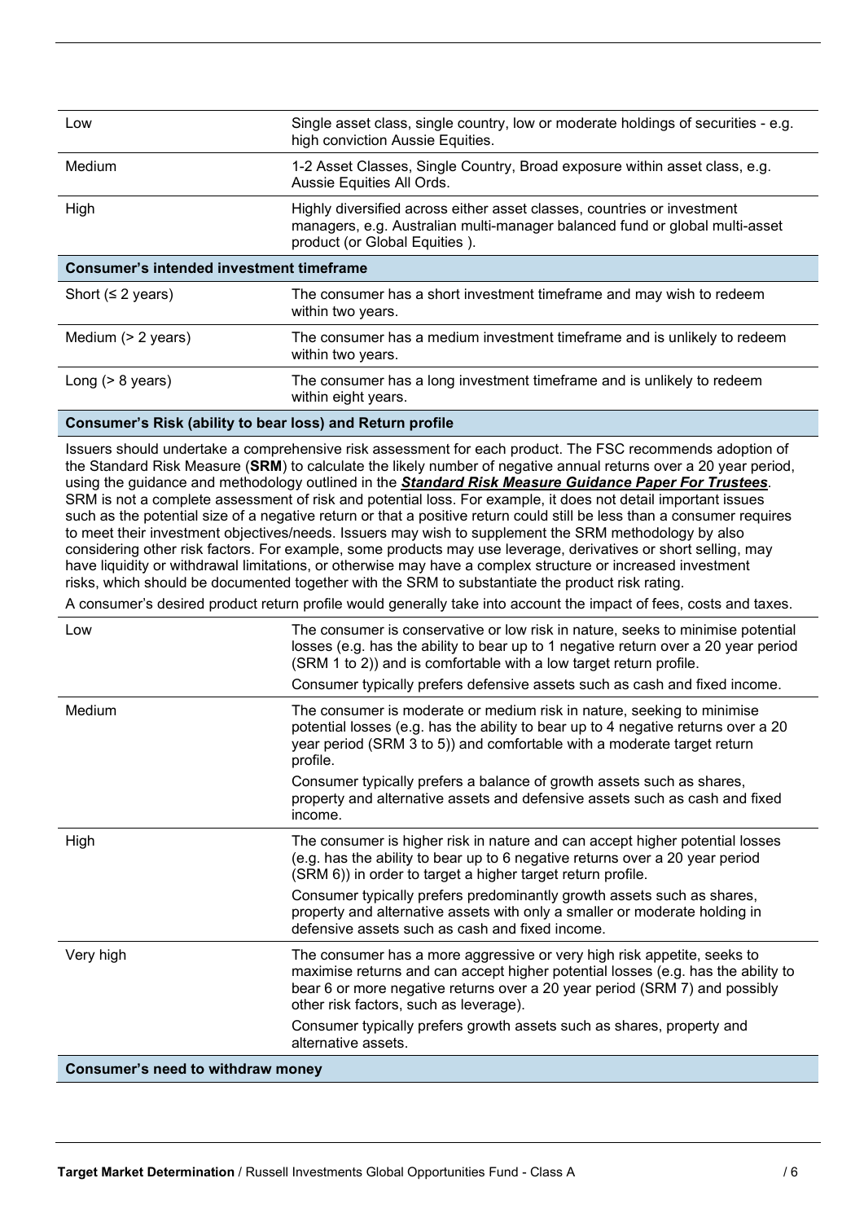| | |
|---|---|
| Low | Single asset class, single country, low or moderate holdings of securities - e.g. high conviction Aussie Equities. |
| Medium | 1-2 Asset Classes, Single Country, Broad exposure within asset class, e.g. Aussie Equities All Ords. |
| High | Highly diversified across either asset classes, countries or investment managers, e.g. Australian multi-manager balanced fund or global multi-asset product (or Global Equities ). |
| **Consumer's intended investment timeframe** | |
| Short (≤ 2 years) | The consumer has a short investment timeframe and may wish to redeem within two years. |
| Medium (> 2 years) | The consumer has a medium investment timeframe and is unlikely to redeem within two years. |
| Long (> 8 years) | The consumer has a long investment timeframe and is unlikely to redeem within eight years. |
| **Consumer's Risk (ability to bear loss) and Return profile** | |

Issuers should undertake a comprehensive risk assessment for each product. The FSC recommends adoption of the Standard Risk Measure (**SRM**) to calculate the likely number of negative annual returns over a 20 year period, using the guidance and methodology outlined in the ***Standard Risk Measure Guidance Paper For Trustees***. SRM is not a complete assessment of risk and potential loss. For example, it does not detail important issues such as the potential size of a negative return or that a positive return could still be less than a consumer requires to meet their investment objectives/needs. Issuers may wish to supplement the SRM methodology by also considering other risk factors. For example, some products may use leverage, derivatives or short selling, may have liquidity or withdrawal limitations, or otherwise may have a complex structure or increased investment risks, which should be documented together with the SRM to substantiate the product risk rating.

A consumer's desired product return profile would generally take into account the impact of fees, costs and taxes.

| | |
|---|---|
| Low | The consumer is conservative or low risk in nature, seeks to minimise potential losses (e.g. has the ability to bear up to 1 negative return over a 20 year period (SRM 1 to 2)) and is comfortable with a low target return profile.<br><br>Consumer typically prefers defensive assets such as cash and fixed income. |
| Medium | The consumer is moderate or medium risk in nature, seeking to minimise potential losses (e.g. has the ability to bear up to 4 negative returns over a 20 year period (SRM 3 to 5)) and comfortable with a moderate target return profile.<br><br>Consumer typically prefers a balance of growth assets such as shares, property and alternative assets and defensive assets such as cash and fixed income. |
| High | The consumer is higher risk in nature and can accept higher potential losses (e.g. has the ability to bear up to 6 negative returns over a 20 year period (SRM 6)) in order to target a higher target return profile.<br><br>Consumer typically prefers predominantly growth assets such as shares, property and alternative assets with only a smaller or moderate holding in defensive assets such as cash and fixed income. |
| Very high | The consumer has a more aggressive or very high risk appetite, seeks to maximise returns and can accept higher potential losses (e.g. has the ability to bear 6 or more negative returns over a 20 year period (SRM 7) and possibly other risk factors, such as leverage).<br><br>Consumer typically prefers growth assets such as shares, property and alternative assets. |
| **Consumer's need to withdraw money** | |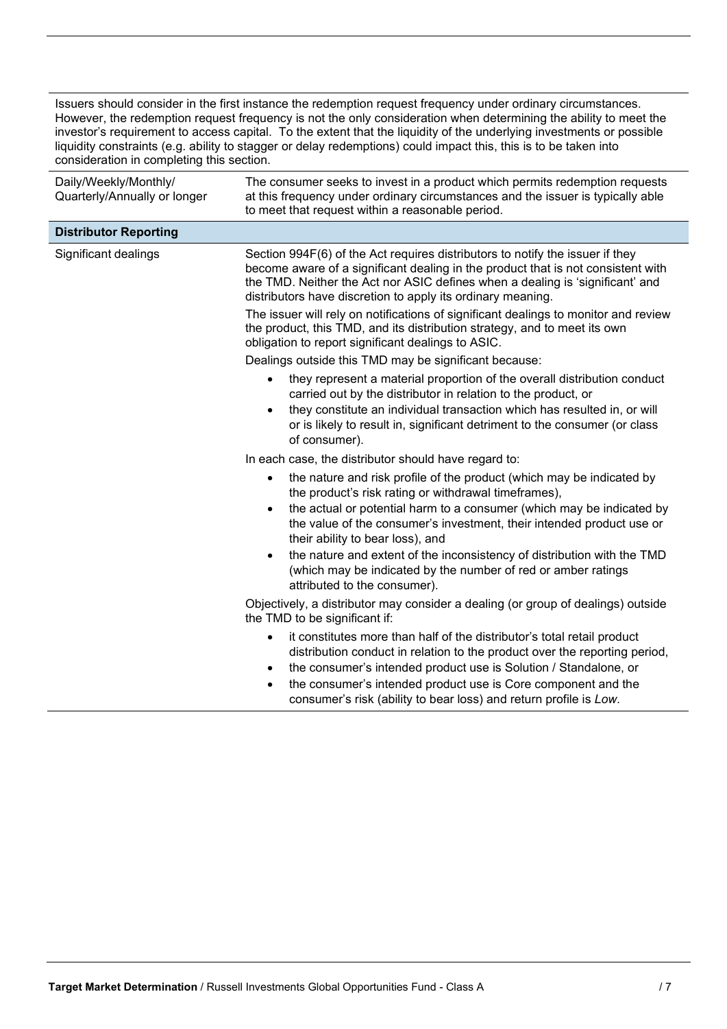Issuers should consider in the first instance the redemption request frequency under ordinary circumstances. However, the redemption request frequency is not the only consideration when determining the ability to meet the investor's requirement to access capital. To the extent that the liquidity of the underlying investments or possible liquidity constraints (e.g. ability to stagger or delay redemptions) could impact this, this is to be taken into consideration in completing this section.

| | |
|---|---|
| Daily/Weekly/Monthly/ Quarterly/Annually or longer | The consumer seeks to invest in a product which permits redemption requests at this frequency under ordinary circumstances and the issuer is typically able to meet that request within a reasonable period. |
| **Distributor Reporting** | |
| Significant dealings | Section 994F(6) of the Act requires distributors to notify the issuer if they become aware of a significant dealing in the product that is not consistent with the TMD. Neither the Act nor ASIC defines when a dealing is 'significant' and distributors have discretion to apply its ordinary meaning.<br><br>The issuer will rely on notifications of significant dealings to monitor and review the product, this TMD, and its distribution strategy, and to meet its own obligation to report significant dealings to ASIC.<br><br>Dealings outside this TMD may be significant because:<br>• they represent a material proportion of the overall distribution conduct carried out by the distributor in relation to the product, or<br>• they constitute an individual transaction which has resulted in, or will or is likely to result in, significant detriment to the consumer (or class of consumer).<br><br>In each case, the distributor should have regard to:<br>• the nature and risk profile of the product (which may be indicated by the product's risk rating or withdrawal timeframes),<br>• the actual or potential harm to a consumer (which may be indicated by the value of the consumer's investment, their intended product use or their ability to bear loss), and<br>• the nature and extent of the inconsistency of distribution with the TMD (which may be indicated by the number of red or amber ratings attributed to the consumer).<br><br>Objectively, a distributor may consider a dealing (or group of dealings) outside the TMD to be significant if:<br>• it constitutes more than half of the distributor's total retail product distribution conduct in relation to the product over the reporting period,<br>• the consumer's intended product use is Solution / Standalone, or<br>• the consumer's intended product use is Core component and the consumer's risk (ability to bear loss) and return profile is *Low*. |